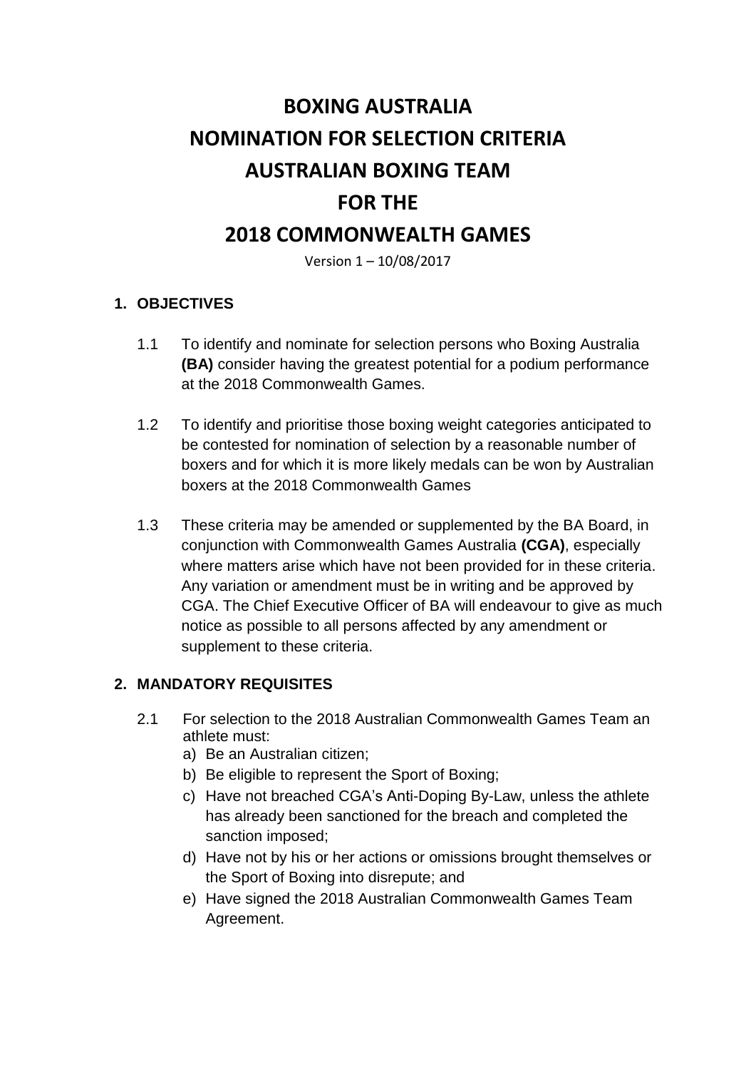# BOXING AUSTRALIA
# NOMINATION FOR SELECTION CRITERIA
# AUSTRALIAN BOXING TEAM
# FOR THE
# 2018 COMMONWEALTH GAMES

Version 1 – 10/08/2017

## 1. OBJECTIVES

1.1 To identify and nominate for selection persons who Boxing Australia **(BA)** consider having the greatest potential for a podium performance at the 2018 Commonwealth Games.

1.2 To identify and prioritise those boxing weight categories anticipated to be contested for nomination of selection by a reasonable number of boxers and for which it is more likely medals can be won by Australian boxers at the 2018 Commonwealth Games

1.3 These criteria may be amended or supplemented by the BA Board, in conjunction with Commonwealth Games Australia **(CGA)**, especially where matters arise which have not been provided for in these criteria. Any variation or amendment must be in writing and be approved by CGA. The Chief Executive Officer of BA will endeavour to give as much notice as possible to all persons affected by any amendment or supplement to these criteria.

## 2. MANDATORY REQUISITES

2.1 For selection to the 2018 Australian Commonwealth Games Team an athlete must:

a) Be an Australian citizen;
b) Be eligible to represent the Sport of Boxing;
c) Have not breached CGA's Anti-Doping By-Law, unless the athlete has already been sanctioned for the breach and completed the sanction imposed;
d) Have not by his or her actions or omissions brought themselves or the Sport of Boxing into disrepute; and
e) Have signed the 2018 Australian Commonwealth Games Team Agreement.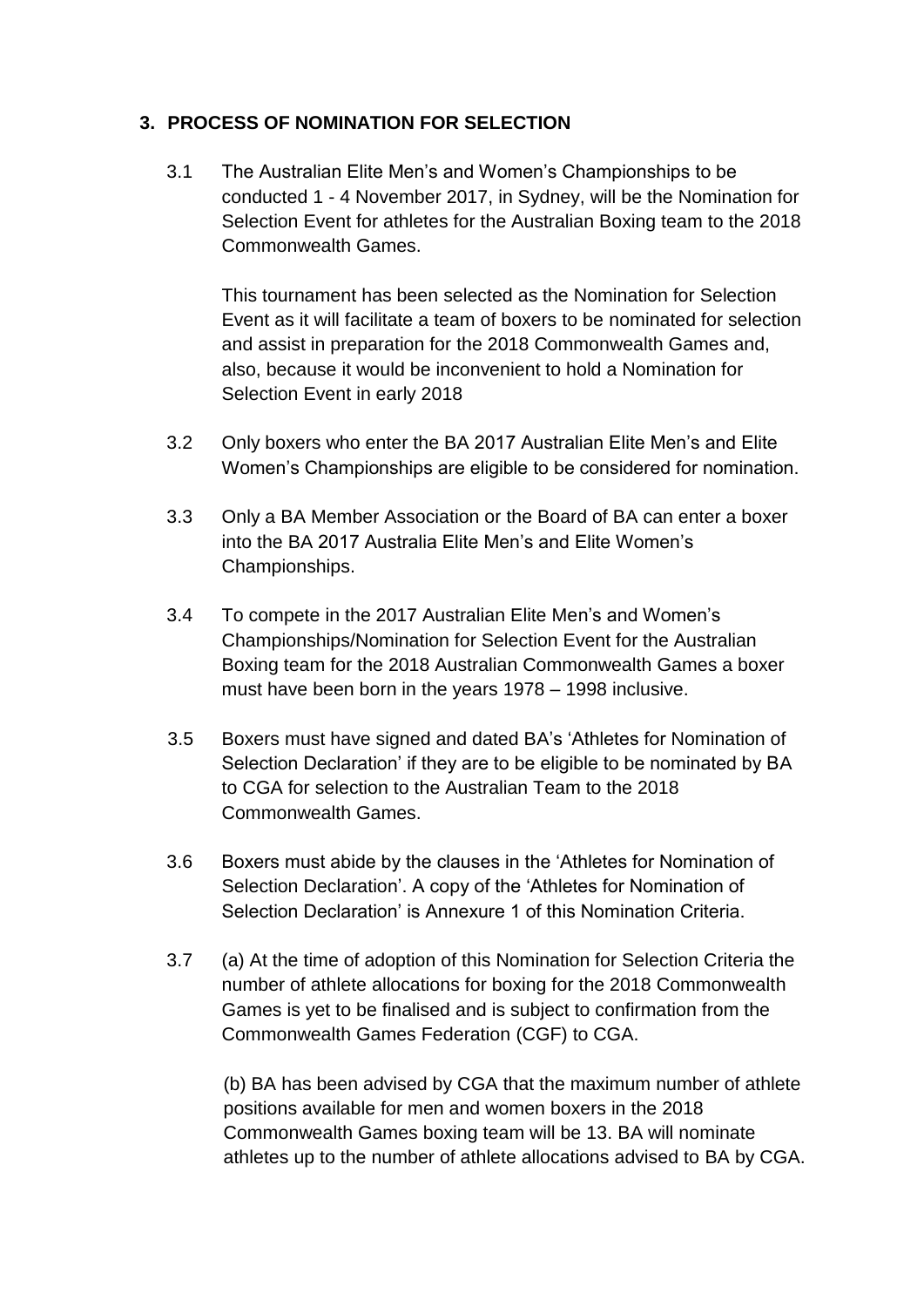## 3. PROCESS OF NOMINATION FOR SELECTION

3.1 The Australian Elite Men's and Women's Championships to be conducted 1 - 4 November 2017, in Sydney, will be the Nomination for Selection Event for athletes for the Australian Boxing team to the 2018 Commonwealth Games.

This tournament has been selected as the Nomination for Selection Event as it will facilitate a team of boxers to be nominated for selection and assist in preparation for the 2018 Commonwealth Games and, also, because it would be inconvenient to hold a Nomination for Selection Event in early 2018

3.2 Only boxers who enter the BA 2017 Australian Elite Men's and Elite Women's Championships are eligible to be considered for nomination.

3.3 Only a BA Member Association or the Board of BA can enter a boxer into the BA 2017 Australia Elite Men's and Elite Women's Championships.

3.4 To compete in the 2017 Australian Elite Men's and Women's Championships/Nomination for Selection Event for the Australian Boxing team for the 2018 Australian Commonwealth Games a boxer must have been born in the years 1978 – 1998 inclusive.

3.5 Boxers must have signed and dated BA's 'Athletes for Nomination of Selection Declaration' if they are to be eligible to be nominated by BA to CGA for selection to the Australian Team to the 2018 Commonwealth Games.

3.6 Boxers must abide by the clauses in the 'Athletes for Nomination of Selection Declaration'. A copy of the 'Athletes for Nomination of Selection Declaration' is Annexure 1 of this Nomination Criteria.

3.7 (a) At the time of adoption of this Nomination for Selection Criteria the number of athlete allocations for boxing for the 2018 Commonwealth Games is yet to be finalised and is subject to confirmation from the Commonwealth Games Federation (CGF) to CGA.

(b) BA has been advised by CGA that the maximum number of athlete positions available for men and women boxers in the 2018 Commonwealth Games boxing team will be 13. BA will nominate athletes up to the number of athlete allocations advised to BA by CGA.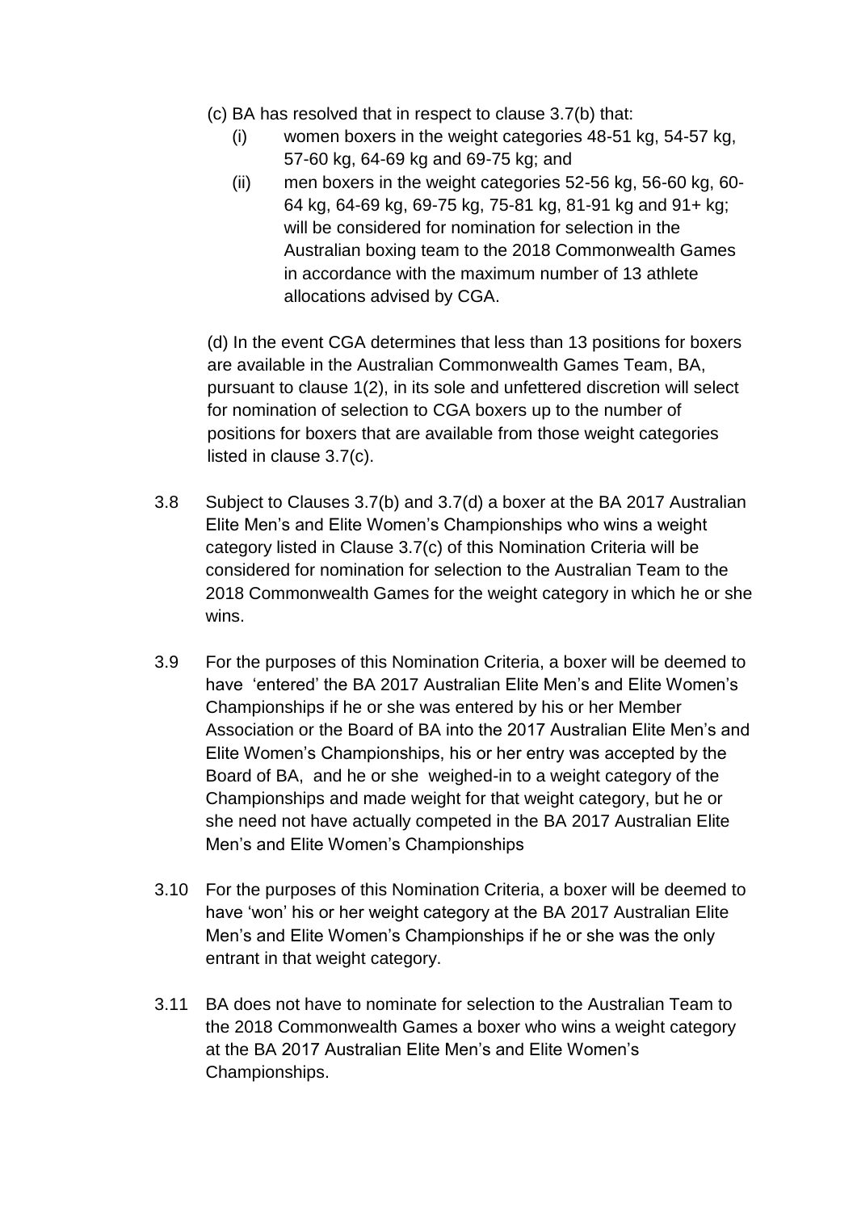(c) BA has resolved that in respect to clause 3.7(b) that:

   (i) women boxers in the weight categories 48-51 kg, 54-57 kg, 57-60 kg, 64-69 kg and 69-75 kg; and

   (ii) men boxers in the weight categories 52-56 kg, 56-60 kg, 60-64 kg, 64-69 kg, 69-75 kg, 75-81 kg, 81-91 kg and 91+ kg; will be considered for nomination for selection in the Australian boxing team to the 2018 Commonwealth Games in accordance with the maximum number of 13 athlete allocations advised by CGA.

(d) In the event CGA determines that less than 13 positions for boxers are available in the Australian Commonwealth Games Team, BA, pursuant to clause 1(2), in its sole and unfettered discretion will select for nomination of selection to CGA boxers up to the number of positions for boxers that are available from those weight categories listed in clause 3.7(c).

3.8 Subject to Clauses 3.7(b) and 3.7(d) a boxer at the BA 2017 Australian Elite Men's and Elite Women's Championships who wins a weight category listed in Clause 3.7(c) of this Nomination Criteria will be considered for nomination for selection to the Australian Team to the 2018 Commonwealth Games for the weight category in which he or she wins.

3.9 For the purposes of this Nomination Criteria, a boxer will be deemed to have 'entered' the BA 2017 Australian Elite Men's and Elite Women's Championships if he or she was entered by his or her Member Association or the Board of BA into the 2017 Australian Elite Men's and Elite Women's Championships, his or her entry was accepted by the Board of BA, and he or she weighed-in to a weight category of the Championships and made weight for that weight category, but he or she need not have actually competed in the BA 2017 Australian Elite Men's and Elite Women's Championships

3.10 For the purposes of this Nomination Criteria, a boxer will be deemed to have 'won' his or her weight category at the BA 2017 Australian Elite Men's and Elite Women's Championships if he or she was the only entrant in that weight category.

3.11 BA does not have to nominate for selection to the Australian Team to the 2018 Commonwealth Games a boxer who wins a weight category at the BA 2017 Australian Elite Men's and Elite Women's Championships.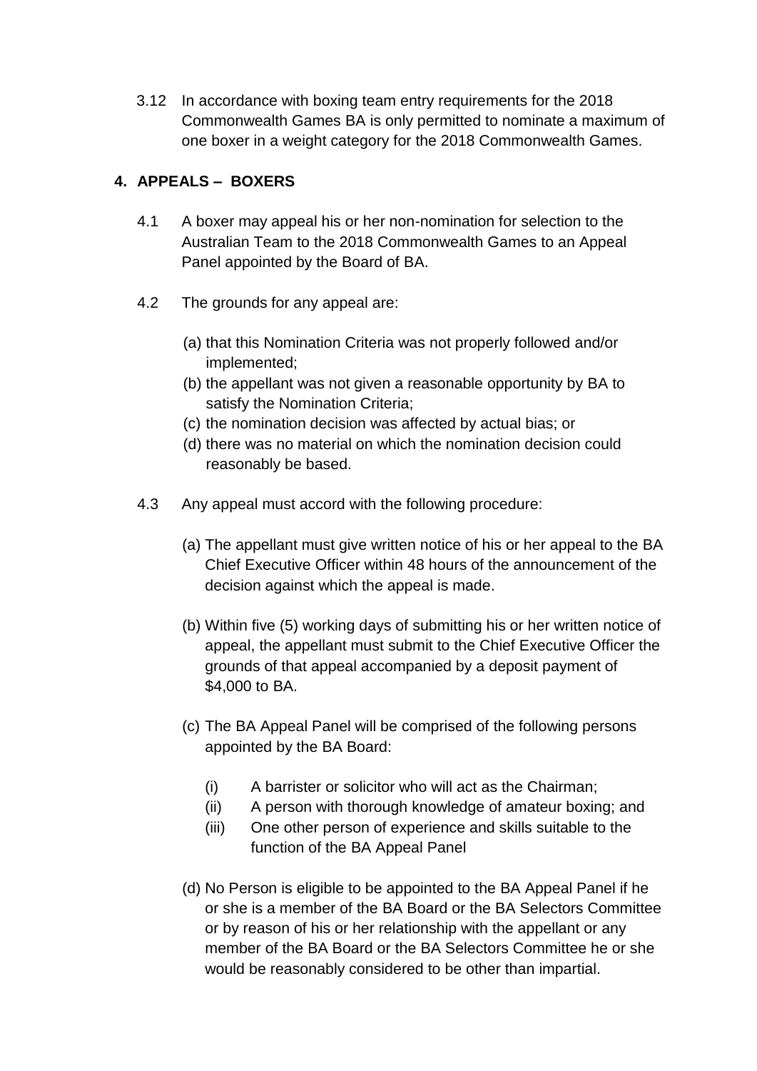3.12 In accordance with boxing team entry requirements for the 2018 Commonwealth Games BA is only permitted to nominate a maximum of one boxer in a weight category for the 2018 Commonwealth Games.

## 4. APPEALS – BOXERS

4.1 A boxer may appeal his or her non-nomination for selection to the Australian Team to the 2018 Commonwealth Games to an Appeal Panel appointed by the Board of BA.

4.2 The grounds for any appeal are:

(a) that this Nomination Criteria was not properly followed and/or implemented;
(b) the appellant was not given a reasonable opportunity by BA to satisfy the Nomination Criteria;
(c) the nomination decision was affected by actual bias; or
(d) there was no material on which the nomination decision could reasonably be based.

4.3 Any appeal must accord with the following procedure:

(a) The appellant must give written notice of his or her appeal to the BA Chief Executive Officer within 48 hours of the announcement of the decision against which the appeal is made.

(b) Within five (5) working days of submitting his or her written notice of appeal, the appellant must submit to the Chief Executive Officer the grounds of that appeal accompanied by a deposit payment of $4,000 to BA.

(c) The BA Appeal Panel will be comprised of the following persons appointed by the BA Board:

(i) A barrister or solicitor who will act as the Chairman;
(ii) A person with thorough knowledge of amateur boxing; and
(iii) One other person of experience and skills suitable to the function of the BA Appeal Panel

(d) No Person is eligible to be appointed to the BA Appeal Panel if he or she is a member of the BA Board or the BA Selectors Committee or by reason of his or her relationship with the appellant or any member of the BA Board or the BA Selectors Committee he or she would be reasonably considered to be other than impartial.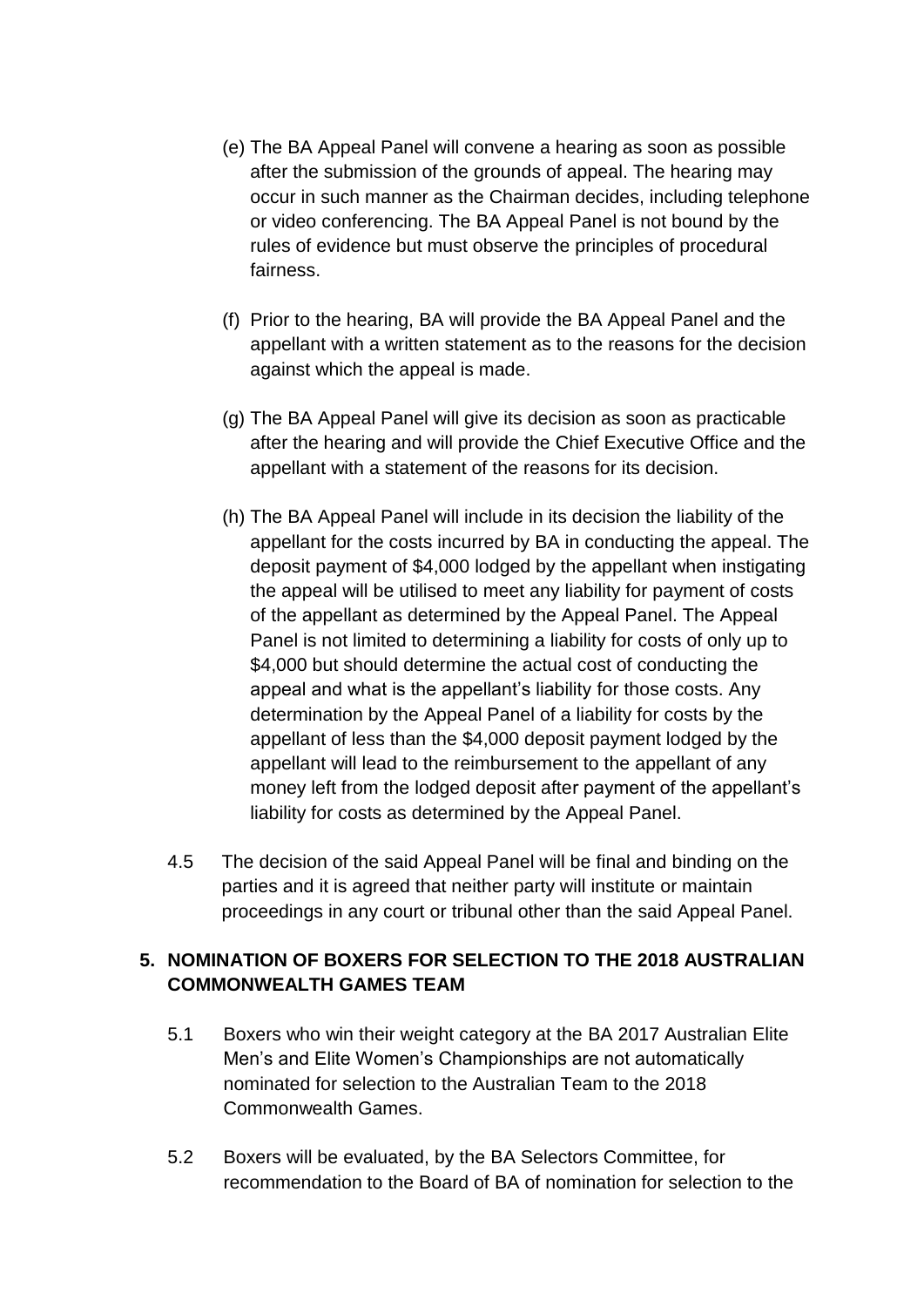(e) The BA Appeal Panel will convene a hearing as soon as possible after the submission of the grounds of appeal. The hearing may occur in such manner as the Chairman decides, including telephone or video conferencing. The BA Appeal Panel is not bound by the rules of evidence but must observe the principles of procedural fairness.

(f) Prior to the hearing, BA will provide the BA Appeal Panel and the appellant with a written statement as to the reasons for the decision against which the appeal is made.

(g) The BA Appeal Panel will give its decision as soon as practicable after the hearing and will provide the Chief Executive Office and the appellant with a statement of the reasons for its decision.

(h) The BA Appeal Panel will include in its decision the liability of the appellant for the costs incurred by BA in conducting the appeal. The deposit payment of $4,000 lodged by the appellant when instigating the appeal will be utilised to meet any liability for payment of costs of the appellant as determined by the Appeal Panel. The Appeal Panel is not limited to determining a liability for costs of only up to $4,000 but should determine the actual cost of conducting the appeal and what is the appellant's liability for those costs. Any determination by the Appeal Panel of a liability for costs by the appellant of less than the $4,000 deposit payment lodged by the appellant will lead to the reimbursement to the appellant of any money left from the lodged deposit after payment of the appellant's liability for costs as determined by the Appeal Panel.

4.5 The decision of the said Appeal Panel will be final and binding on the parties and it is agreed that neither party will institute or maintain proceedings in any court or tribunal other than the said Appeal Panel.

## 5. NOMINATION OF BOXERS FOR SELECTION TO THE 2018 AUSTRALIAN COMMONWEALTH GAMES TEAM

5.1 Boxers who win their weight category at the BA 2017 Australian Elite Men's and Elite Women's Championships are not automatically nominated for selection to the Australian Team to the 2018 Commonwealth Games.

5.2 Boxers will be evaluated, by the BA Selectors Committee, for recommendation to the Board of BA of nomination for selection to the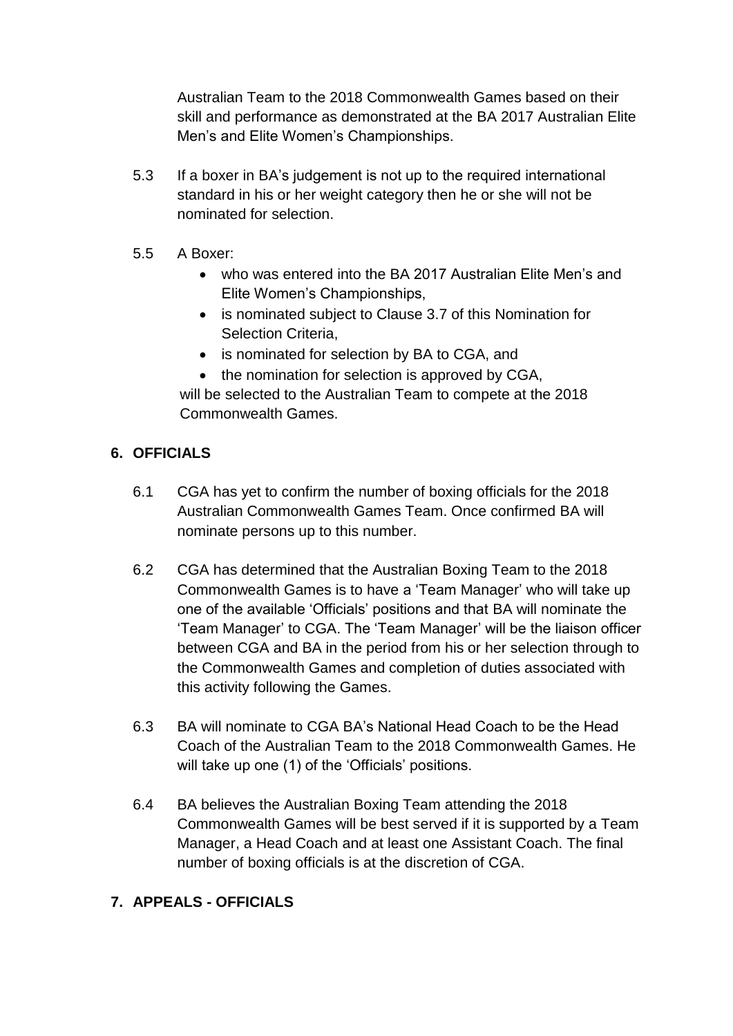Australian Team to the 2018 Commonwealth Games based on their skill and performance as demonstrated at the BA 2017 Australian Elite Men's and Elite Women's Championships.

5.3 If a boxer in BA's judgement is not up to the required international standard in his or her weight category then he or she will not be nominated for selection.

5.5 A Boxer:

- who was entered into the BA 2017 Australian Elite Men's and Elite Women's Championships,
- is nominated subject to Clause 3.7 of this Nomination for Selection Criteria,
- is nominated for selection by BA to CGA, and
- the nomination for selection is approved by CGA,

will be selected to the Australian Team to compete at the 2018 Commonwealth Games.

## 6. OFFICIALS

6.1 CGA has yet to confirm the number of boxing officials for the 2018 Australian Commonwealth Games Team. Once confirmed BA will nominate persons up to this number.

6.2 CGA has determined that the Australian Boxing Team to the 2018 Commonwealth Games is to have a 'Team Manager' who will take up one of the available 'Officials' positions and that BA will nominate the 'Team Manager' to CGA. The 'Team Manager' will be the liaison officer between CGA and BA in the period from his or her selection through to the Commonwealth Games and completion of duties associated with this activity following the Games.

6.3 BA will nominate to CGA BA's National Head Coach to be the Head Coach of the Australian Team to the 2018 Commonwealth Games. He will take up one (1) of the 'Officials' positions.

6.4 BA believes the Australian Boxing Team attending the 2018 Commonwealth Games will be best served if it is supported by a Team Manager, a Head Coach and at least one Assistant Coach. The final number of boxing officials is at the discretion of CGA.

## 7. APPEALS - OFFICIALS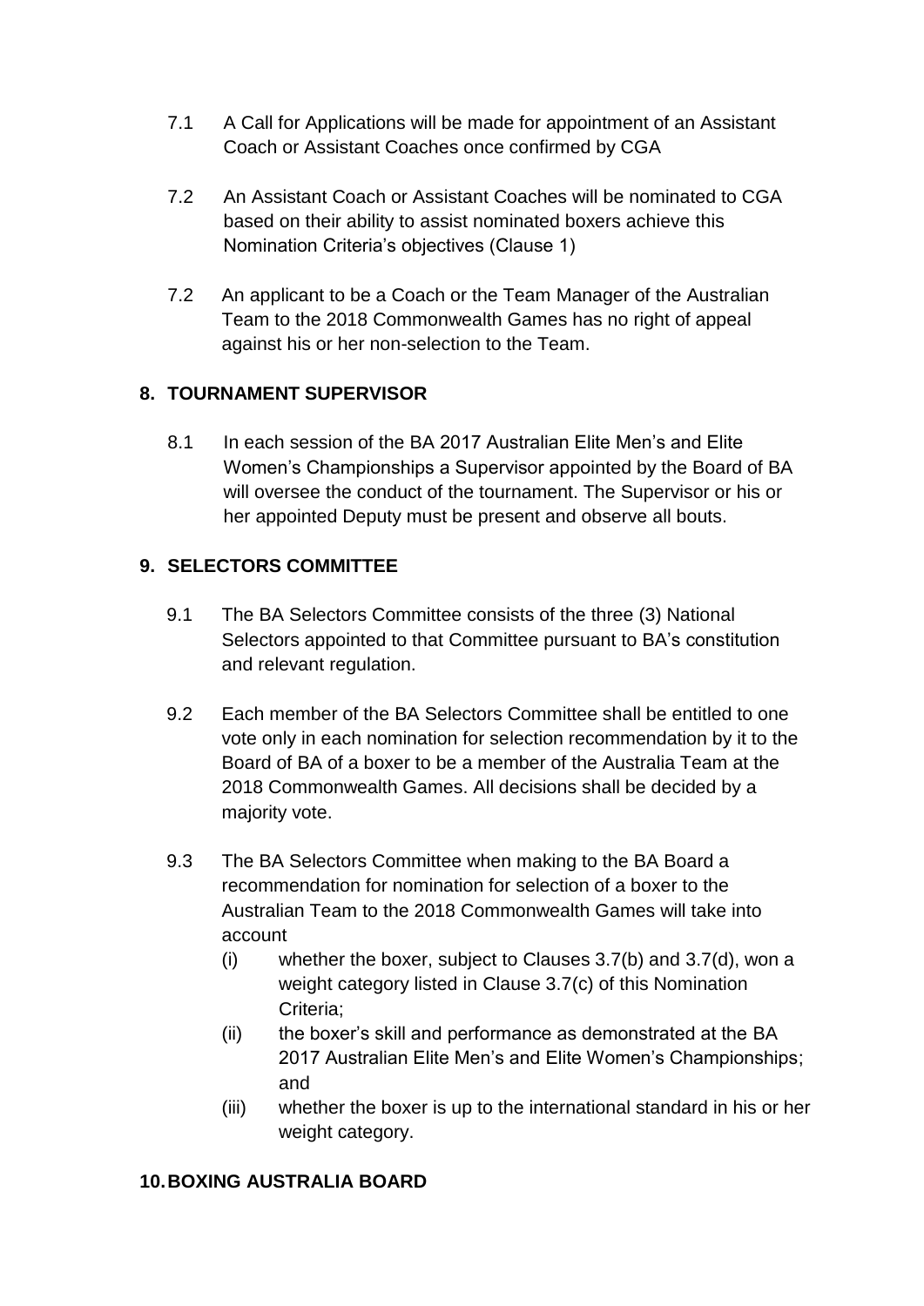7.1 A Call for Applications will be made for appointment of an Assistant Coach or Assistant Coaches once confirmed by CGA

7.2 An Assistant Coach or Assistant Coaches will be nominated to CGA based on their ability to assist nominated boxers achieve this Nomination Criteria's objectives (Clause 1)

7.2 An applicant to be a Coach or the Team Manager of the Australian Team to the 2018 Commonwealth Games has no right of appeal against his or her non-selection to the Team.

## 8. TOURNAMENT SUPERVISOR

8.1 In each session of the BA 2017 Australian Elite Men's and Elite Women's Championships a Supervisor appointed by the Board of BA will oversee the conduct of the tournament. The Supervisor or his or her appointed Deputy must be present and observe all bouts.

## 9. SELECTORS COMMITTEE

9.1 The BA Selectors Committee consists of the three (3) National Selectors appointed to that Committee pursuant to BA's constitution and relevant regulation.

9.2 Each member of the BA Selectors Committee shall be entitled to one vote only in each nomination for selection recommendation by it to the Board of BA of a boxer to be a member of the Australia Team at the 2018 Commonwealth Games. All decisions shall be decided by a majority vote.

9.3 The BA Selectors Committee when making to the BA Board a recommendation for nomination for selection of a boxer to the Australian Team to the 2018 Commonwealth Games will take into account

- (i) whether the boxer, subject to Clauses 3.7(b) and 3.7(d), won a weight category listed in Clause 3.7(c) of this Nomination Criteria;
- (ii) the boxer's skill and performance as demonstrated at the BA 2017 Australian Elite Men's and Elite Women's Championships; and
- (iii) whether the boxer is up to the international standard in his or her weight category.

## 10. BOXING AUSTRALIA BOARD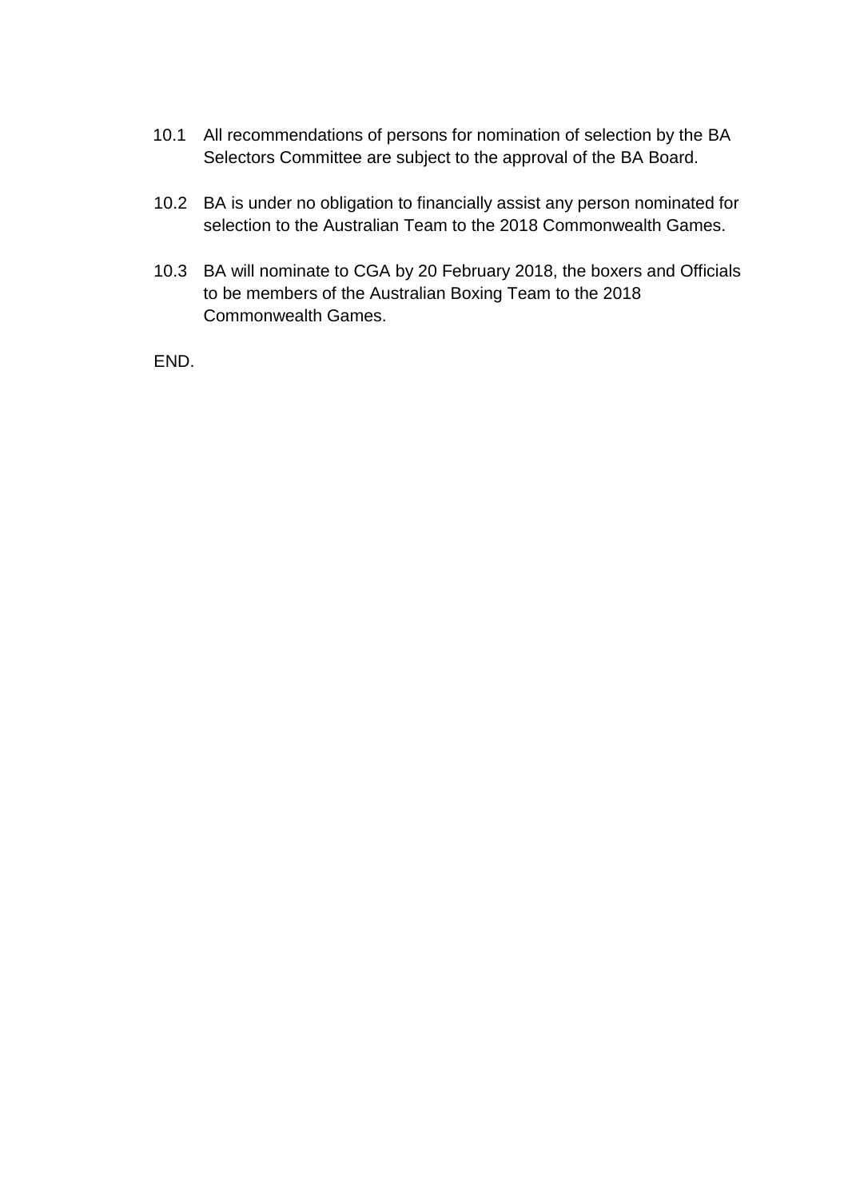10.1 All recommendations of persons for nomination of selection by the BA Selectors Committee are subject to the approval of the BA Board.

10.2 BA is under no obligation to financially assist any person nominated for selection to the Australian Team to the 2018 Commonwealth Games.

10.3 BA will nominate to CGA by 20 February 2018, the boxers and Officials to be members of the Australian Boxing Team to the 2018 Commonwealth Games.

END.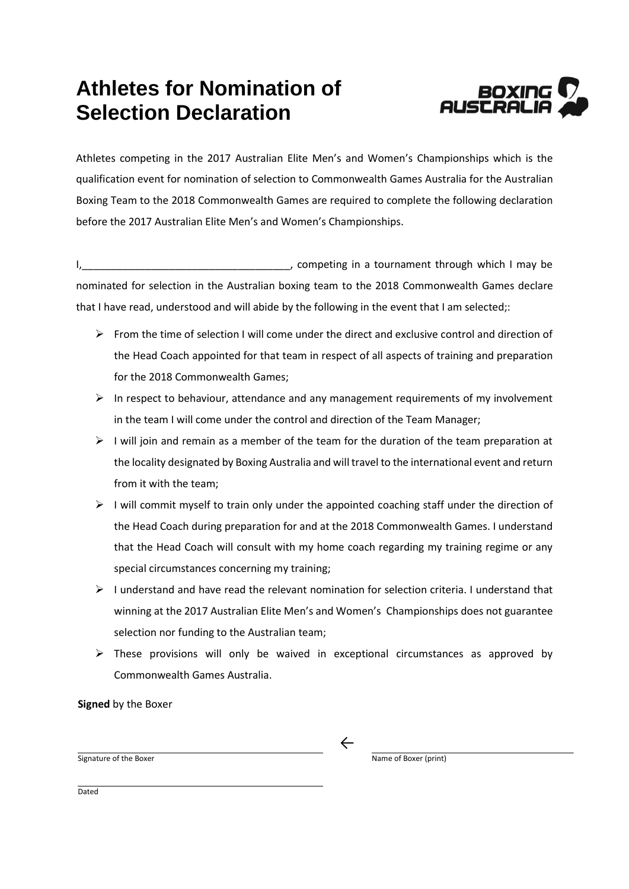# Athletes for Nomination of Selection Declaration

Athletes competing in the 2017 Australian Elite Men's and Women's Championships which is the qualification event for nomination of selection to Commonwealth Games Australia for the Australian Boxing Team to the 2018 Commonwealth Games are required to complete the following declaration before the 2017 Australian Elite Men's and Women's Championships.

I,____________________________________, competing in a tournament through which I may be nominated for selection in the Australian boxing team to the 2018 Commonwealth Games declare that I have read, understood and will abide by the following in the event that I am selected;:

- From the time of selection I will come under the direct and exclusive control and direction of the Head Coach appointed for that team in respect of all aspects of training and preparation for the 2018 Commonwealth Games;
- In respect to behaviour, attendance and any management requirements of my involvement in the team I will come under the control and direction of the Team Manager;
- I will join and remain as a member of the team for the duration of the team preparation at the locality designated by Boxing Australia and will travel to the international event and return from it with the team;
- I will commit myself to train only under the appointed coaching staff under the direction of the Head Coach during preparation for and at the 2018 Commonwealth Games. I understand that the Head Coach will consult with my home coach regarding my training regime or any special circumstances concerning my training;
- I understand and have read the relevant nomination for selection criteria. I understand that winning at the 2017 Australian Elite Men's and Women's Championships does not guarantee selection nor funding to the Australian team;
- These provisions will only be waived in exceptional circumstances as approved by Commonwealth Games Australia.

**Signed** by the Boxer

____________________________________ ← ____________________________________

Signature of the Boxer Name of Boxer (print)

____________________________________

Dated